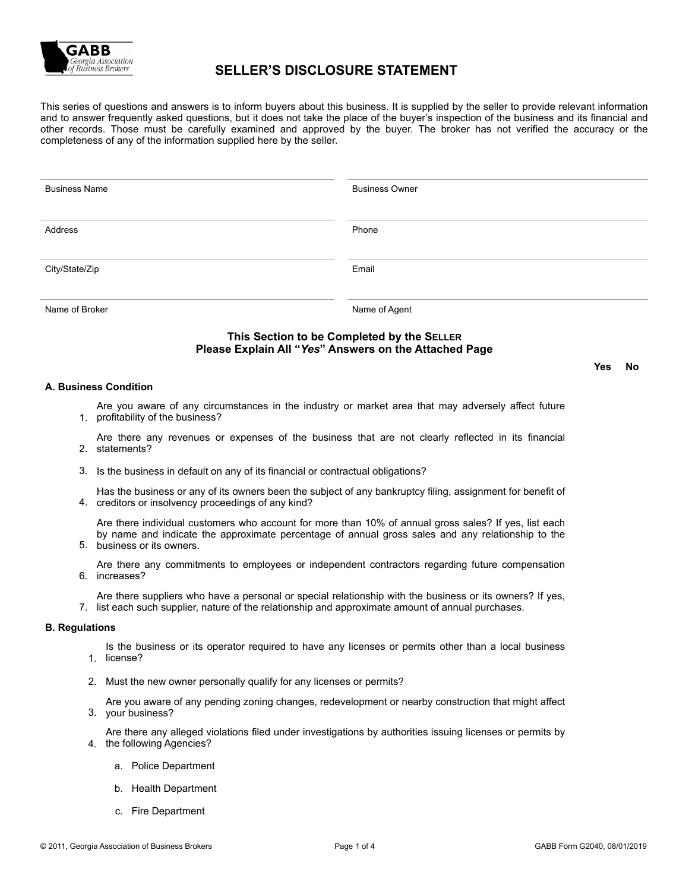GABB Georgia Association of Business Brokers

# SELLER'S DISCLOSURE STATEMENT

This series of questions and answers is to inform buyers about this business. It is supplied by the seller to provide relevant information and to answer frequently asked questions, but it does not take the place of the buyer's inspection of the business and its financial and other records. Those must be carefully examined and approved by the buyer. The broker has not verified the accuracy or the completeness of any of the information supplied here by the seller.

| | |
|---|---|
| Business Name | Business Owner |
| Address | Phone |
| City/State/Zip | Email |
| Name of Broker | Name of Agent |

## This Section to be Completed by the SELLER
## Please Explain All "*Yes*" Answers on the Attached Page

| | Yes | No |
|---|---|---|
| **A. Business Condition** | | |
| 1. Are you aware of any circumstances in the industry or market area that may adversely affect future profitability of the business? | | |
| 2. Are there any revenues or expenses of the business that are not clearly reflected in its financial statements? | | |
| 3. Is the business in default on any of its financial or contractual obligations? | | |
| 4. Has the business or any of its owners been the subject of any bankruptcy filing, assignment for benefit of creditors or insolvency proceedings of any kind? | | |
| 5. Are there individual customers who account for more than 10% of annual gross sales? If yes, list each by name and indicate the approximate percentage of annual gross sales and any relationship to the business or its owners. | | |
| 6. Are there any commitments to employees or independent contractors regarding future compensation increases? | | |
| 7. Are there suppliers who have a personal or special relationship with the business or its owners? If yes, list each such supplier, nature of the relationship and approximate amount of annual purchases. | | |
| **B. Regulations** | | |
| 1. Is the business or its operator required to have any licenses or permits other than a local business license? | | |
| 2. Must the new owner personally qualify for any licenses or permits? | | |
| 3. Are you aware of any pending zoning changes, redevelopment or nearby construction that might affect your business? | | |
| 4. Are there any alleged violations filed under investigations by authorities issuing licenses or permits by the following Agencies? | | |
| a. Police Department | | |
| b. Health Department | | |
| c. Fire Department | | |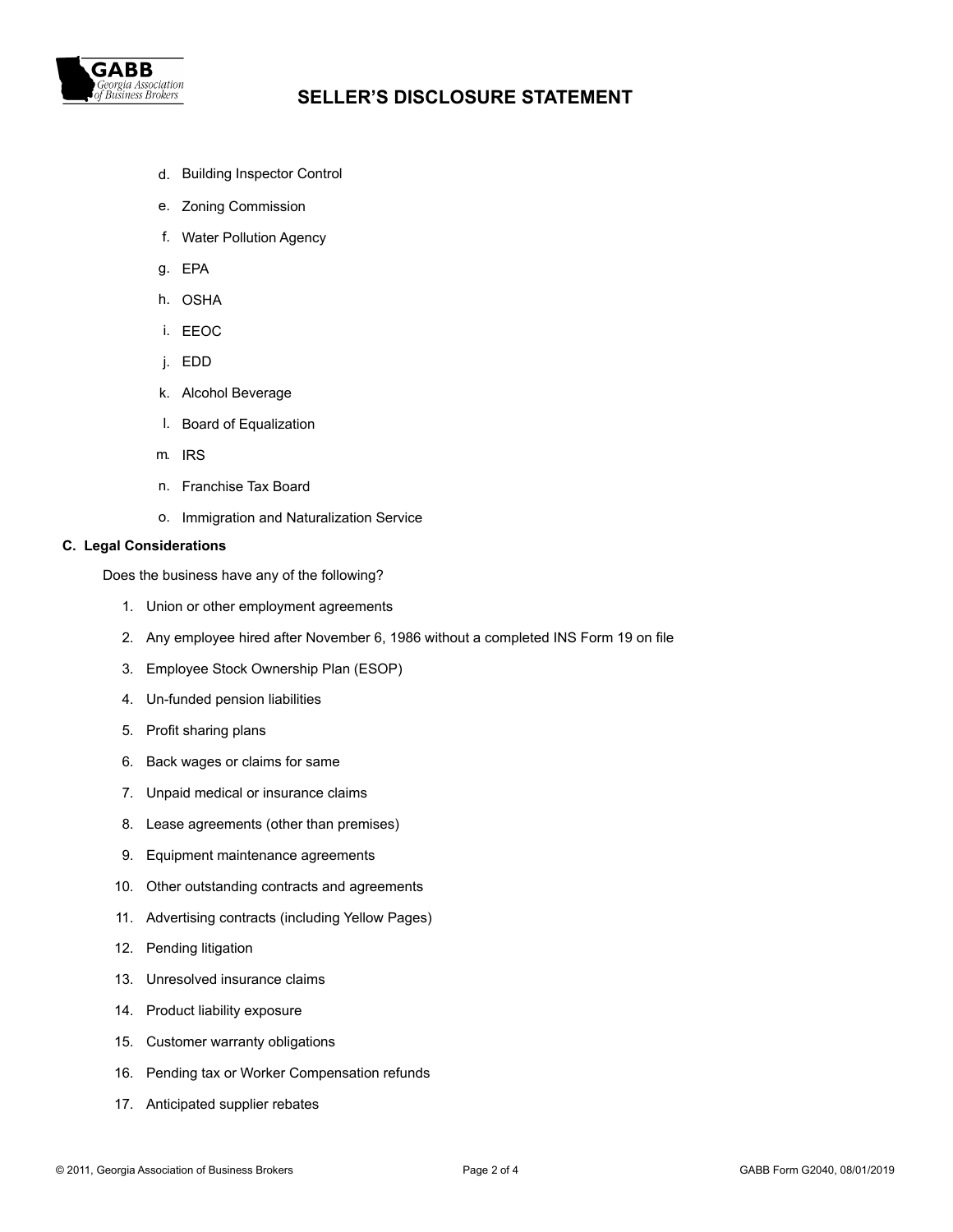d. Building Inspector Control

e. Zoning Commission

f. Water Pollution Agency

g. EPA

h. OSHA

i. EEOC

j. EDD

k. Alcohol Beverage

l. Board of Equalization

m. IRS

n. Franchise Tax Board

o. Immigration and Naturalization Service

**C. Legal Considerations**

Does the business have any of the following?

1. Union or other employment agreements
2. Any employee hired after November 6, 1986 without a completed INS Form 19 on file
3. Employee Stock Ownership Plan (ESOP)
4. Un-funded pension liabilities
5. Profit sharing plans
6. Back wages or claims for same
7. Unpaid medical or insurance claims
8. Lease agreements (other than premises)
9. Equipment maintenance agreements
10. Other outstanding contracts and agreements
11. Advertising contracts (including Yellow Pages)
12. Pending litigation
13. Unresolved insurance claims
14. Product liability exposure
15. Customer warranty obligations
16. Pending tax or Worker Compensation refunds
17. Anticipated supplier rebates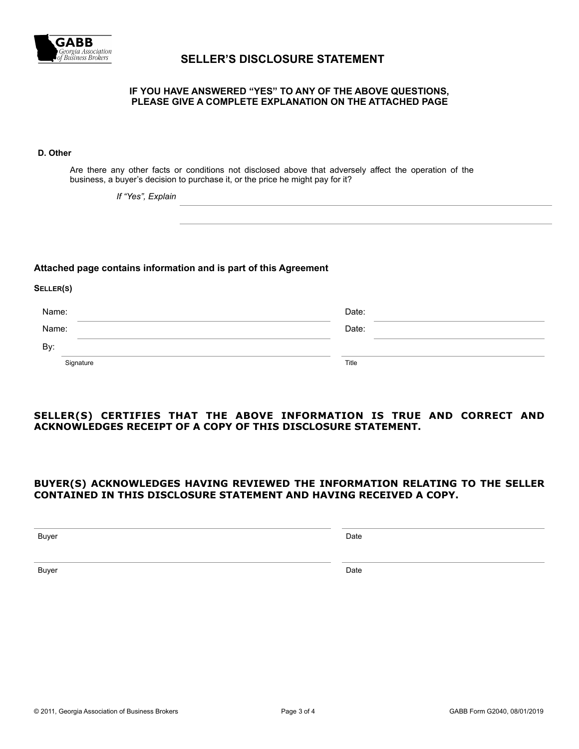# SELLER'S DISCLOSURE STATEMENT

**IF YOU HAVE ANSWERED "YES" TO ANY OF THE ABOVE QUESTIONS, PLEASE GIVE A COMPLETE EXPLANATION ON THE ATTACHED PAGE**

**D. Other**

Are there any other facts or conditions not disclosed above that adversely affect the operation of the business, a buyer's decision to purchase it, or the price he might pay for it?

*If "Yes", Explain* ______________________________________________

______________________________________________

**Attached page contains information and is part of this Agreement**

**SELLER(S)**

Name: ______________________________ Date: ______________________

Name: ______________________________ Date: ______________________

By: ______________________________ ______________________
Signature Title

**SELLER(S) CERTIFIES THAT THE ABOVE INFORMATION IS TRUE AND CORRECT AND ACKNOWLEDGES RECEIPT OF A COPY OF THIS DISCLOSURE STATEMENT.**

**BUYER(S) ACKNOWLEDGES HAVING REVIEWED THE INFORMATION RELATING TO THE SELLER CONTAINED IN THIS DISCLOSURE STATEMENT AND HAVING RECEIVED A COPY.**

______________________________ ______________________
Buyer Date

______________________________ ______________________
Buyer Date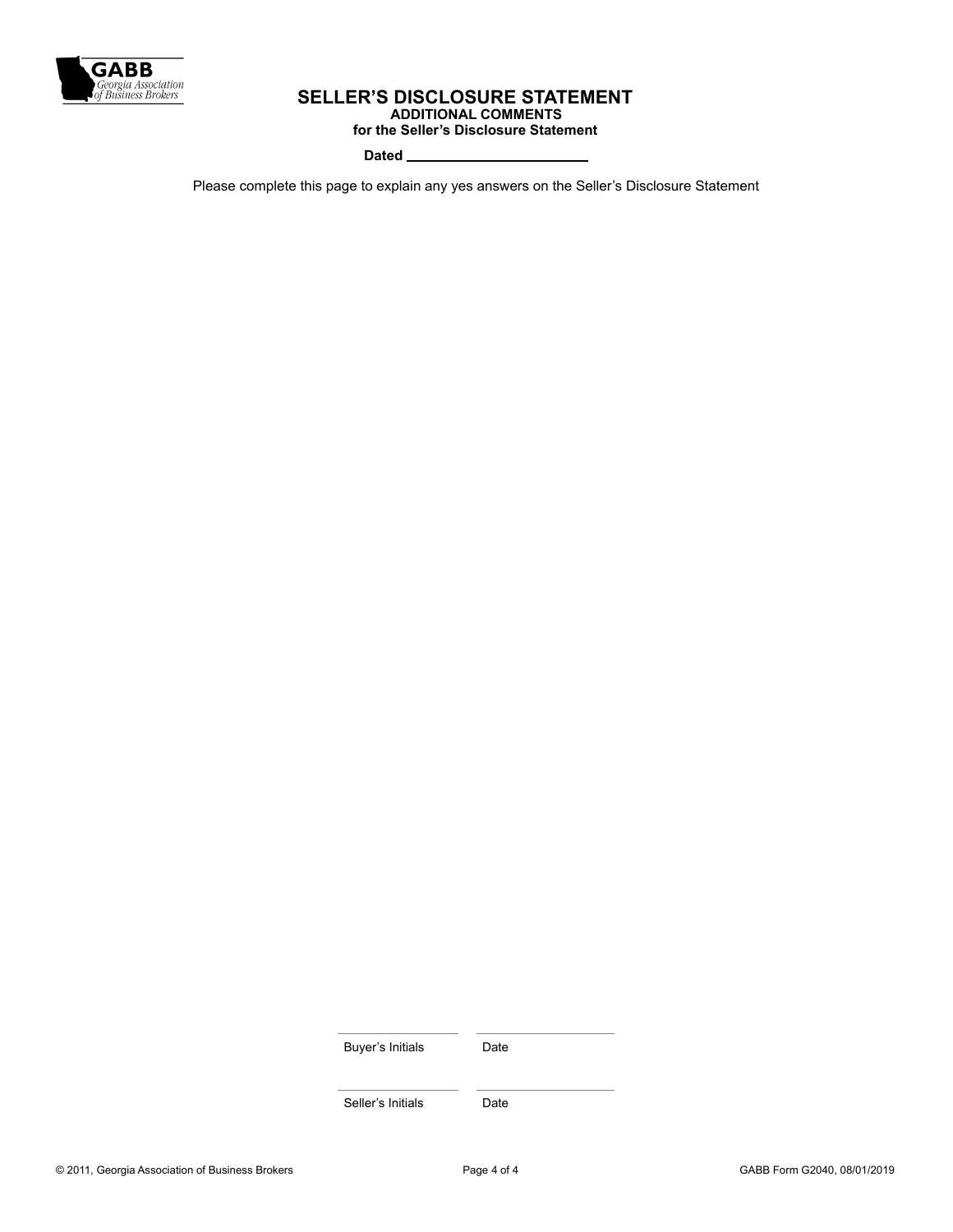GABB Georgia Association of Business Brokers

# SELLER'S DISCLOSURE STATEMENT

**ADDITIONAL COMMENTS**
**for the Seller's Disclosure Statement**

**Dated** ______________________

Please complete this page to explain any yes answers on the Seller's Disclosure Statement

______________ ______________
Buyer's Initials Date

______________ ______________
Seller's Initials Date

© 2011, Georgia Association of Business Brokers

GABB Form G2040, 08/01/2019